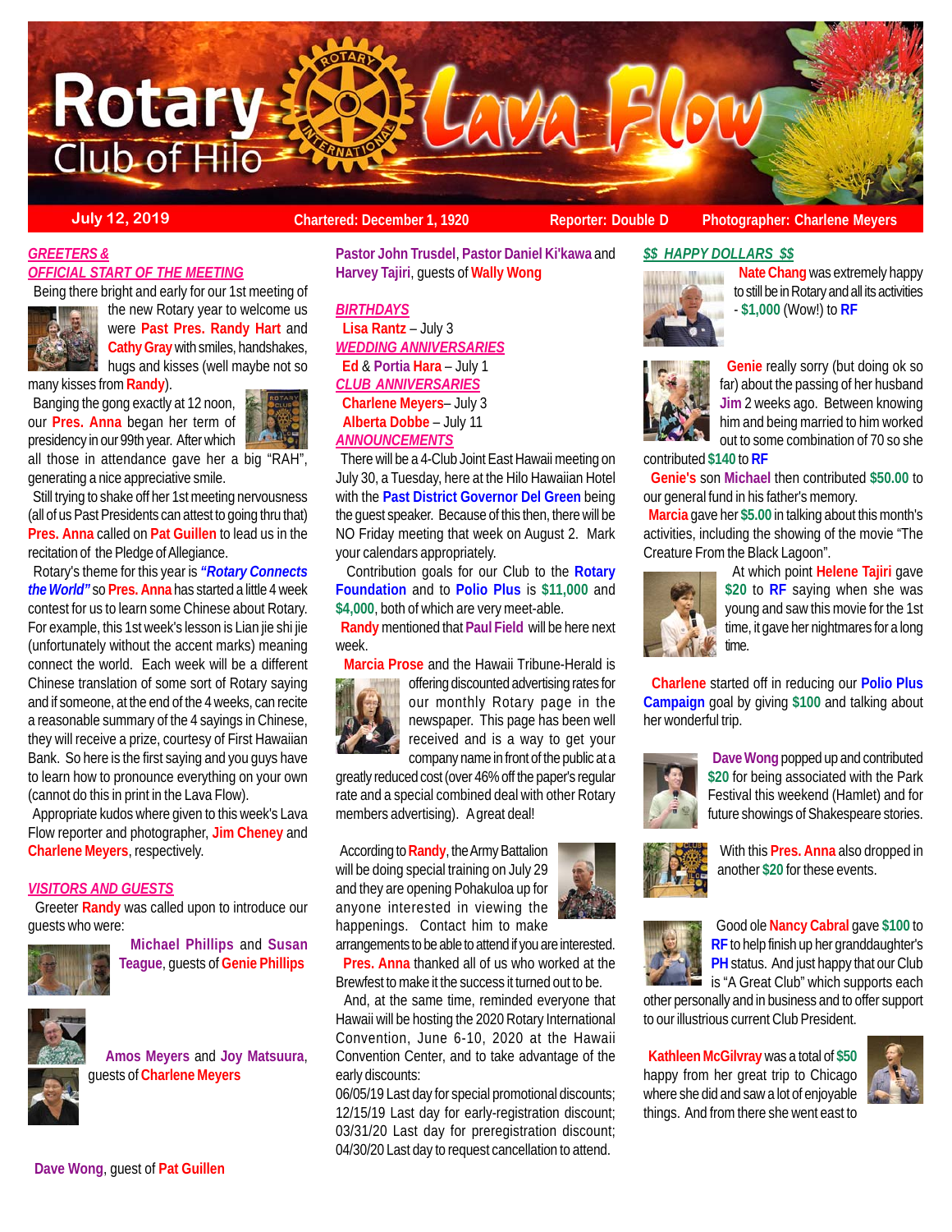# Rotary Club of Hilo — Lava Flow

**July 12, 2019** | **Chartered: December 1, 1920** | **Reporter: Double D** | **Photographer: Charlene Meyers**

## GREETERS & OFFICIAL START OF THE MEETING

Being there bright and early for our 1st meeting of the new Rotary year to welcome us were **Past Pres. Randy Hart** and **Cathy Gray** with smiles, handshakes, hugs and kisses (well maybe not so many kisses from **Randy**).

Banging the gong exactly at 12 noon, our **Pres. Anna** began her term of presidency in our 99th year. After which all those in attendance gave her a big "RAH", generating a nice appreciative smile.

Still trying to shake off her 1st meeting nervousness (all of us Past Presidents can attest to going thru that) **Pres. Anna** called on **Pat Guillen** to lead us in the recitation of the Pledge of Allegiance.

Rotary's theme for this year is ***"Rotary Connects the World"*** so **Pres. Anna** has started a little 4 week contest for us to learn some Chinese about Rotary. For example, this 1st week's lesson is Lian jie shi jie (unfortunately without the accent marks) meaning connect the world. Each week will be a different Chinese translation of some sort of Rotary saying and if someone, at the end of the 4 weeks, can recite a reasonable summary of the 4 sayings in Chinese, they will receive a prize, courtesy of First Hawaiian Bank. So here is the first saying and you guys have to learn how to pronounce everything on your own (cannot do this in print in the Lava Flow).

Appropriate kudos where given to this week's Lava Flow reporter and photographer, **Jim Cheney** and **Charlene Meyers**, respectively.

## VISITORS AND GUESTS

Greeter **Randy** was called upon to introduce our guests who were:

**Michael Phillips** and **Susan Teague**, guests of **Genie Phillips**

**Amos Meyers** and **Joy Matsuura**, guests of **Charlene Meyers**

**Dave Wong**, guest of **Pat Guillen**

**Pastor John Trusdel**, **Pastor Daniel Ki'kawa** and **Harvey Tajiri**, guests of **Wally Wong**

## BIRTHDAYS

**Lisa Rantz** – July 3

## WEDDING ANNIVERSARIES

**Ed** & **Portia Hara** – July 1

## CLUB ANNIVERSARIES

**Charlene Meyers**– July 3

**Alberta Dobbe** – July 11

## ANNOUNCEMENTS

There will be a 4-Club Joint East Hawaii meeting on July 30, a Tuesday, here at the Hilo Hawaiian Hotel with the **Past District Governor Del Green** being the guest speaker. Because of this then, there will be NO Friday meeting that week on August 2. Mark your calendars appropriately.

Contribution goals for our Club to the **Rotary Foundation** and to **Polio Plus** is **$11,000** and **$4,000**, both of which are very meet-able.

**Randy** mentioned that **Paul Field** will be here next week.

**Marcia Prose** and the Hawaii Tribune-Herald is offering discounted advertising rates for our monthly Rotary page in the newspaper. This page has been well received and is a way to get your company name in front of the public at a greatly reduced cost (over 46% off the paper's regular rate and a special combined deal with other Rotary members advertising). A great deal!

According to **Randy**, the Army Battalion will be doing special training on July 29 and they are opening Pohakuloa up for anyone interested in viewing the happenings. Contact him to make arrangements to be able to attend if you are interested.

**Pres. Anna** thanked all of us who worked at the Brewfest to make it the success it turned out to be.

And, at the same time, reminded everyone that Hawaii will be hosting the 2020 Rotary International Convention, June 6-10, 2020 at the Hawaii Convention Center, and to take advantage of the early discounts:

06/05/19 Last day for special promotional discounts;
12/15/19 Last day for early-registration discount;
03/31/20 Last day for preregistration discount;
04/30/20 Last day to request cancellation to attend.

## $$ HAPPY DOLLARS $$

**Nate Chang** was extremely happy to still be in Rotary and all its activities - **$1,000** (Wow!) to **RF**

**Genie** really sorry (but doing ok so far) about the passing of her husband **Jim** 2 weeks ago. Between knowing him and being married to him worked out to some combination of 70 so she contributed **$140** to **RF**

**Genie's** son **Michael** then contributed **$50.00** to our general fund in his father's memory.

**Marcia** gave her **$5.00** in talking about this month's activities, including the showing of the movie "The Creature From the Black Lagoon".

At which point **Helene Tajiri** gave **$20** to **RF** saying when she was young and saw this movie for the 1st time, it gave her nightmares for a long time.

**Charlene** started off in reducing our **Polio Plus Campaign** goal by giving **$100** and talking about her wonderful trip.

**Dave Wong** popped up and contributed **$20** for being associated with the Park Festival this weekend (Hamlet) and for future showings of Shakespeare stories.

With this **Pres. Anna** also dropped in another **$20** for these events.

Good ole **Nancy Cabral** gave **$100** to **RF** to help finish up her granddaughter's **PH** status. And just happy that our Club is "A Great Club" which supports each other personally and in business and to offer support to our illustrious current Club President.

**Kathleen McGilvray** was a total of **$50** happy from her great trip to Chicago where she did and saw a lot of enjoyable things. And from there she went east to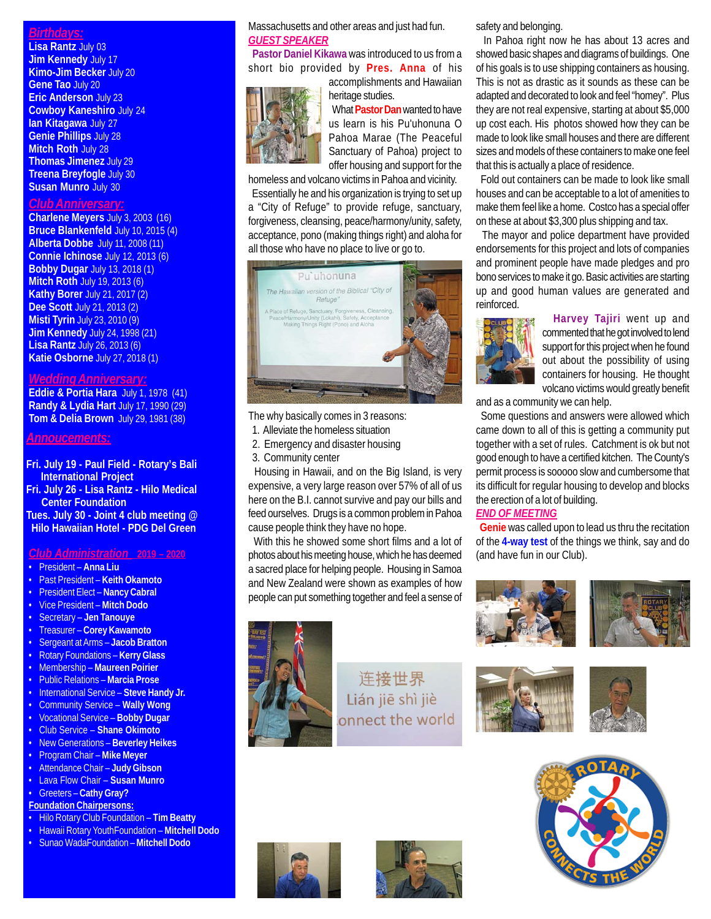## Birthdays:

**Lisa Rantz** July 03
**Jim Kennedy** July 17
**Kimo-Jim Becker** July 20
**Gene Tao** July 20
**Eric Anderson** July 23
**Cowboy Kaneshiro** July 24
**Ian Kitagawa** July 27
**Genie Phillips** July 28
**Mitch Roth** July 28
**Thomas Jimenez** July 29
**Treena Breyfogle** July 30
**Susan Munro** July 30

## Club Anniversary:

**Charlene Meyers** July 3, 2003 (16)
**Bruce Blankenfeld** July 10, 2015 (4)
**Alberta Dobbe** July 11, 2008 (11)
**Connie Ichinose** July 12, 2013 (6)
**Bobby Dugar** July 13, 2018 (1)
**Mitch Roth** July 19, 2013 (6)
**Kathy Borer** July 21, 2017 (2)
**Dee Scott** July 21, 2013 (2)
**Misti Tyrin** July 23, 2010 (9)
**Jim Kennedy** July 24, 1998 (21)
**Lisa Rantz** July 26, 2013 (6)
**Katie Osborne** July 27, 2018 (1)

## Wedding Anniversary:

**Eddie & Portia Hara** July 1, 1978 (41)
**Randy & Lydia Hart** July 17, 1990 (29)
**Tom & Delia Brown** July 29, 1981 (38)

## Annoucements:

**Fri. July 19 - Paul Field - Rotary's Bali International Project**
**Fri. July 26 - Lisa Rantz - Hilo Medical Center Foundation**
**Tues. July 30 - Joint 4 club meeting @ Hilo Hawaiian Hotel - PDG Del Green**

## Club Administration 2019 – 2020

- President – **Anna Liu**
- Past President – **Keith Okamoto**
- President Elect – **Nancy Cabral**
- Vice President – **Mitch Dodo**
- Secretary – **Jen Tanouye**
- Treasurer – **Corey Kawamoto**
- Sergeant at Arms – **Jacob Bratton**
- Rotary Foundations – **Kerry Glass**
- Membership – **Maureen Poirier**
- Public Relations – **Marcia Prose**
- International Service – **Steve Handy Jr.**
- Community Service – **Wally Wong**
- Vocational Service – **Bobby Dugar**
- Club Service – **Shane Okimoto**
- New Generations – **Beverley Heikes**
- Program Chair – **Mike Meyer**
- Attendance Chair – **Judy Gibson**
- Lava Flow Chair – **Susan Munro**
- Greeters – **Cathy Gray?**

**Foundation Chairpersons:**

- Hilo Rotary Club Foundation – **Tim Beatty**
- Hawaii Rotary YouthFoundation – **Mitchell Dodo**
- Sunao WadaFoundation – **Mitchell Dodo**

Massachusetts and other areas and just had fun.

## GUEST SPEAKER

**Pastor Daniel Kikawa** was introduced to us from a short bio provided by **Pres. Anna** of his accomplishments and Hawaiian heritage studies.

What **Pastor Dan** wanted to have us learn is his Pu'uhonuna O Pahoa Marae (The Peaceful Sanctuary of Pahoa) project to offer housing and support for the homeless and volcano victims in Pahoa and vicinity.

Essentially he and his organization is trying to set up a "City of Refuge" to provide refuge, sanctuary, forgiveness, cleansing, peace/harmony/unity, safety, acceptance, pono (making things right) and aloha for all those who have no place to live or go to.

The why basically comes in 3 reasons:

1. Alleviate the homeless situation
2. Emergency and disaster housing
3. Community center

Housing in Hawaii, and on the Big Island, is very expensive, a very large reason over 57% of all of us here on the B.I. cannot survive and pay our bills and feed ourselves. Drugs is a common problem in Pahoa cause people think they have no hope.

With this he showed some short films and a lot of photos about his meeting house, which he has deemed a sacred place for helping people. Housing in Samoa and New Zealand were shown as examples of how people can put something together and feel a sense of safety and belonging.

In Pahoa right now he has about 13 acres and showed basic shapes and diagrams of buildings. One of his goals is to use shipping containers as housing. This is not as drastic as it sounds as these can be adapted and decorated to look and feel "homey". Plus they are not real expensive, starting at about $5,000 up cost each. His photos showed how they can be made to look like small houses and there are different sizes and models of these containers to make one feel that this is actually a place of residence.

Fold out containers can be made to look like small houses and can be acceptable to a lot of amenities to make them feel like a home. Costco has a special offer on these at about $3,300 plus shipping and tax.

The mayor and police department have provided endorsements for this project and lots of companies and prominent people have made pledges and pro bono services to make it go. Basic activities are starting up and good human values are generated and reinforced.

**Harvey Tajiri** went up and commented that he got involved to lend support for this project when he found out about the possibility of using containers for housing. He thought volcano victims would greatly benefit and as a community we can help.

Some questions and answers were allowed which came down to all of this is getting a community put together with a set of rules. Catchment is ok but not good enough to have a certified kitchen. The County's permit process is sooooo slow and cumbersome that its difficult for regular housing to develop and blocks the erection of a lot of building.

## END OF MEETING

**Genie** was called upon to lead us thru the recitation of the **4-way test** of the things we think, say and do (and have fun in our Club).